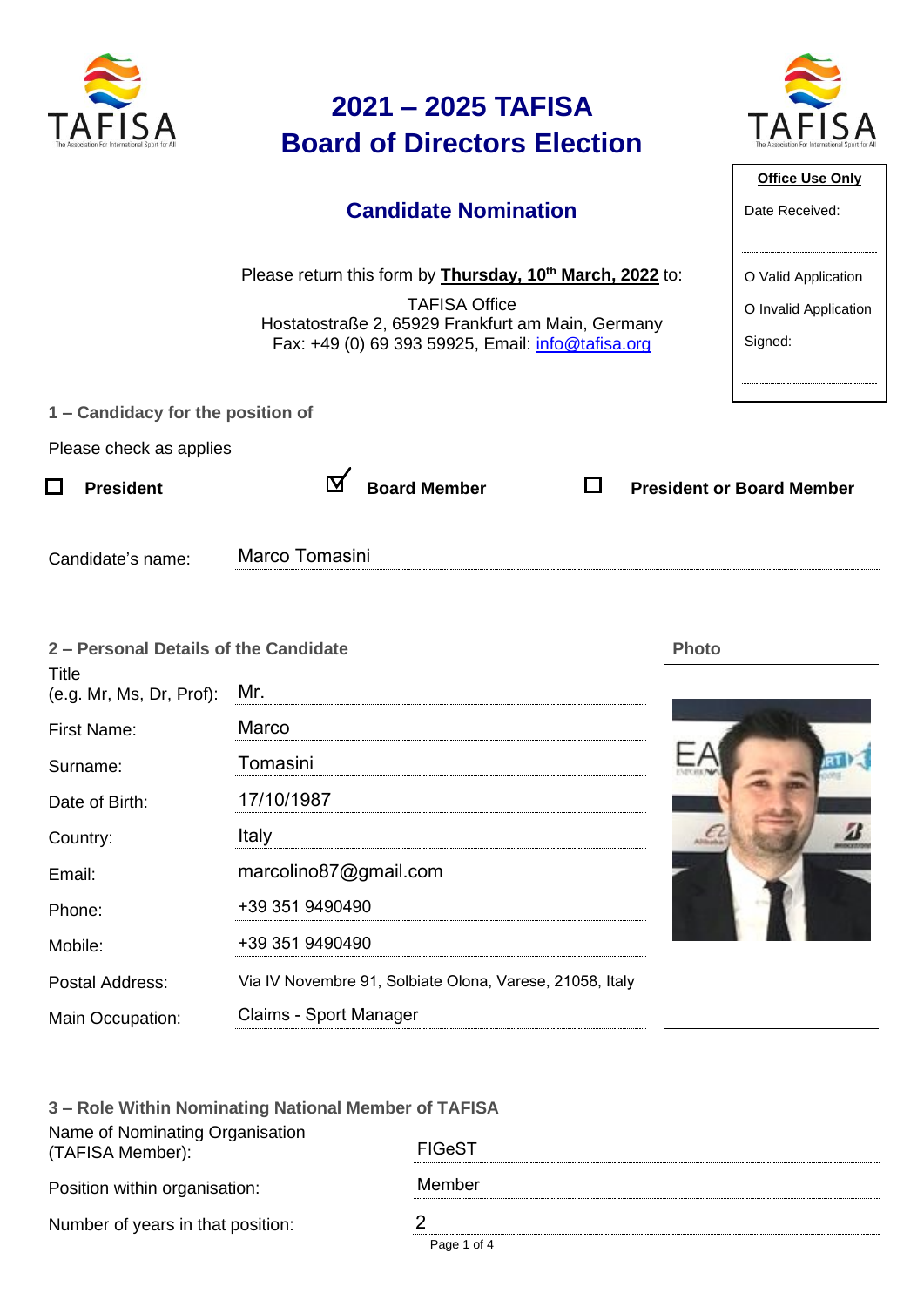# 2021 – 2025 TAFISA Board of Directors Election

## Candidate Nomination

Please return this form by **Thursday, 10th March, 2022** to:

TAFISA Office
Hostatostraße 2, 65929 Frankfurt am Main, Germany
Fax: +49 (0) 69 393 59925, Email: info@tafisa.org

**Office Use Only**

Date Received:

O Valid Application

O Invalid Application

Signed:

### 1 – Candidacy for the position of

Please check as applies

- ☐ **President**
- ☑ **Board Member**
- ☐ **President or Board Member**

Candidate's name: Marco Tomasini

### 2 – Personal Details of the Candidate

**Photo**

| | |
|---|---|
| Title (e.g. Mr, Ms, Dr, Prof): | Mr. |
| First Name: | Marco |
| Surname: | Tomasini |
| Date of Birth: | 17/10/1987 |
| Country: | Italy |
| Email: | marcolino87@gmail.com |
| Phone: | +39 351 9490490 |
| Mobile: | +39 351 9490490 |
| Postal Address: | Via IV Novembre 91, Solbiate Olona, Varese, 21058, Italy |
| Main Occupation: | Claims - Sport Manager |

### 3 – Role Within Nominating National Member of TAFISA

| | |
|---|---|
| Name of Nominating Organisation (TAFISA Member): | FIGeST |
| Position within organisation: | Member |
| Number of years in that position: | 2 |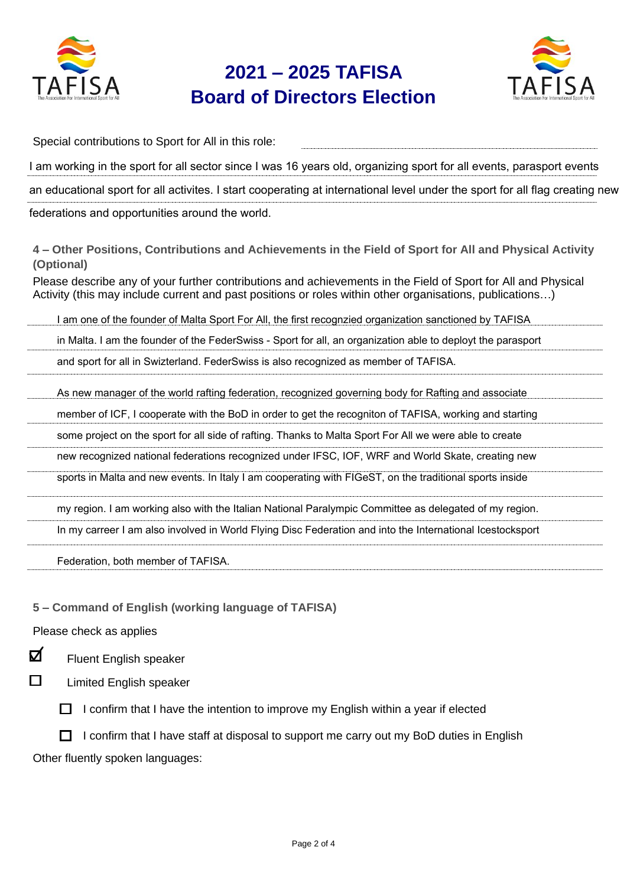# 2021 – 2025 TAFISA Board of Directors Election

Special contributions to Sport for All in this role:

I am working in the sport for all sector since I was 16 years old, organizing sport for all events, parasport events an educational sport for all activites. I start cooperating at international level under the sport for all flag creating new federations and opportunities around the world.

### 4 – Other Positions, Contributions and Achievements in the Field of Sport for All and Physical Activity (Optional)

Please describe any of your further contributions and achievements in the Field of Sport for All and Physical Activity (this may include current and past positions or roles within other organisations, publications…)

I am one of the founder of Malta Sport For All, the first recognzied organization sanctioned by TAFISA in Malta. I am the founder of the FederSwiss - Sport for all, an organization able to deployt the parasport and sport for all in Swizterland. FederSwiss is also recognized as member of TAFISA.

As new manager of the world rafting federation, recognized governing body for Rafting and associate member of ICF, I cooperate with the BoD in order to get the recogniton of TAFISA, working and starting some project on the sport for all side of rafting. Thanks to Malta Sport For All we were able to create new recognized national federations recognized under IFSC, IOF, WRF and World Skate, creating new sports in Malta and new events. In Italy I am cooperating with FIGeST, on the traditional sports inside my region. I am working also with the Italian National Paralympic Committee as delegated of my region. In my carreer I am also involved in World Flying Disc Federation and into the International Icestocksport Federation, both member of TAFISA.

### 5 – Command of English (working language of TAFISA)

Please check as applies

- ☑ Fluent English speaker
- ☐ Limited English speaker
  - ☐ I confirm that I have the intention to improve my English within a year if elected
  - ☐ I confirm that I have staff at disposal to support me carry out my BoD duties in English

Other fluently spoken languages: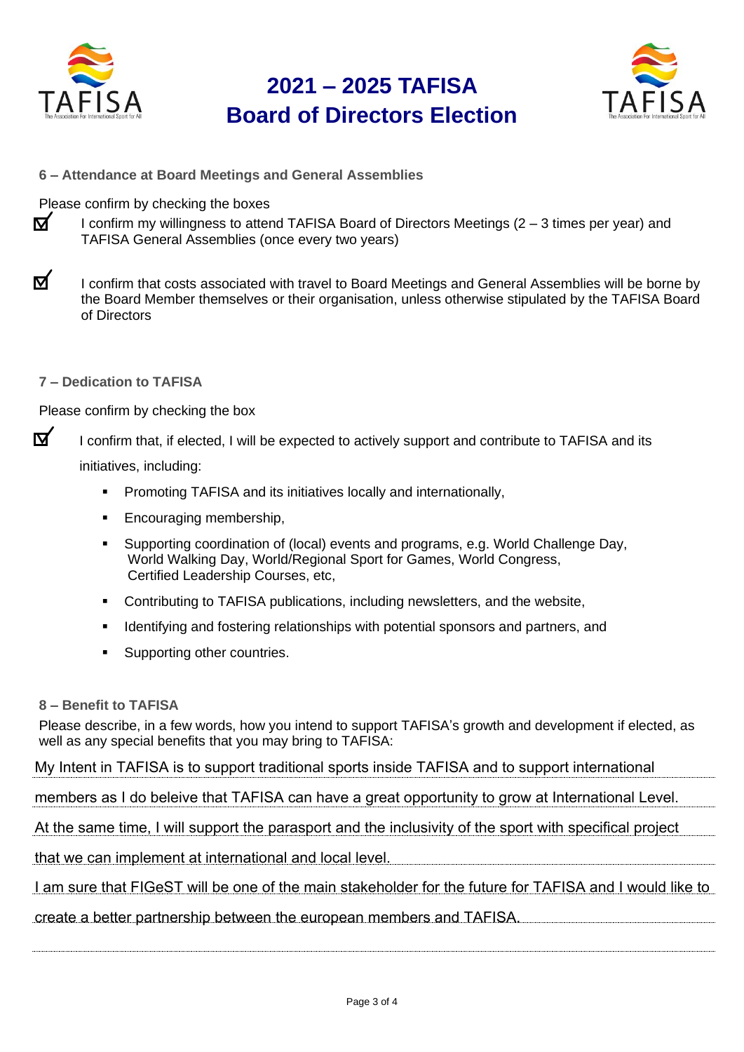# 2021 – 2025 TAFISA Board of Directors Election

### 6 – Attendance at Board Meetings and General Assemblies

Please confirm by checking the boxes

☑ I confirm my willingness to attend TAFISA Board of Directors Meetings (2 – 3 times per year) and TAFISA General Assemblies (once every two years)

☑ I confirm that costs associated with travel to Board Meetings and General Assemblies will be borne by the Board Member themselves or their organisation, unless otherwise stipulated by the TAFISA Board of Directors

### 7 – Dedication to TAFISA

Please confirm by checking the box

☑ I confirm that, if elected, I will be expected to actively support and contribute to TAFISA and its initiatives, including:

- Promoting TAFISA and its initiatives locally and internationally,
- Encouraging membership,
- Supporting coordination of (local) events and programs, e.g. World Challenge Day, World Walking Day, World/Regional Sport for Games, World Congress, Certified Leadership Courses, etc,
- Contributing to TAFISA publications, including newsletters, and the website,
- Identifying and fostering relationships with potential sponsors and partners, and
- Supporting other countries.

### 8 – Benefit to TAFISA

Please describe, in a few words, how you intend to support TAFISA's growth and development if elected, as well as any special benefits that you may bring to TAFISA:

My Intent in TAFISA is to support traditional sports inside TAFISA and to support international members as I do beleive that TAFISA can have a great opportunity to grow at International Level. At the same time, I will support the parasport and the inclusivity of the sport with specifical project that we can implement at international and local level. I am sure that FIGeST will be one of the main stakeholder for the future for TAFISA and I would like to create a better partnership between the european members and TAFISA.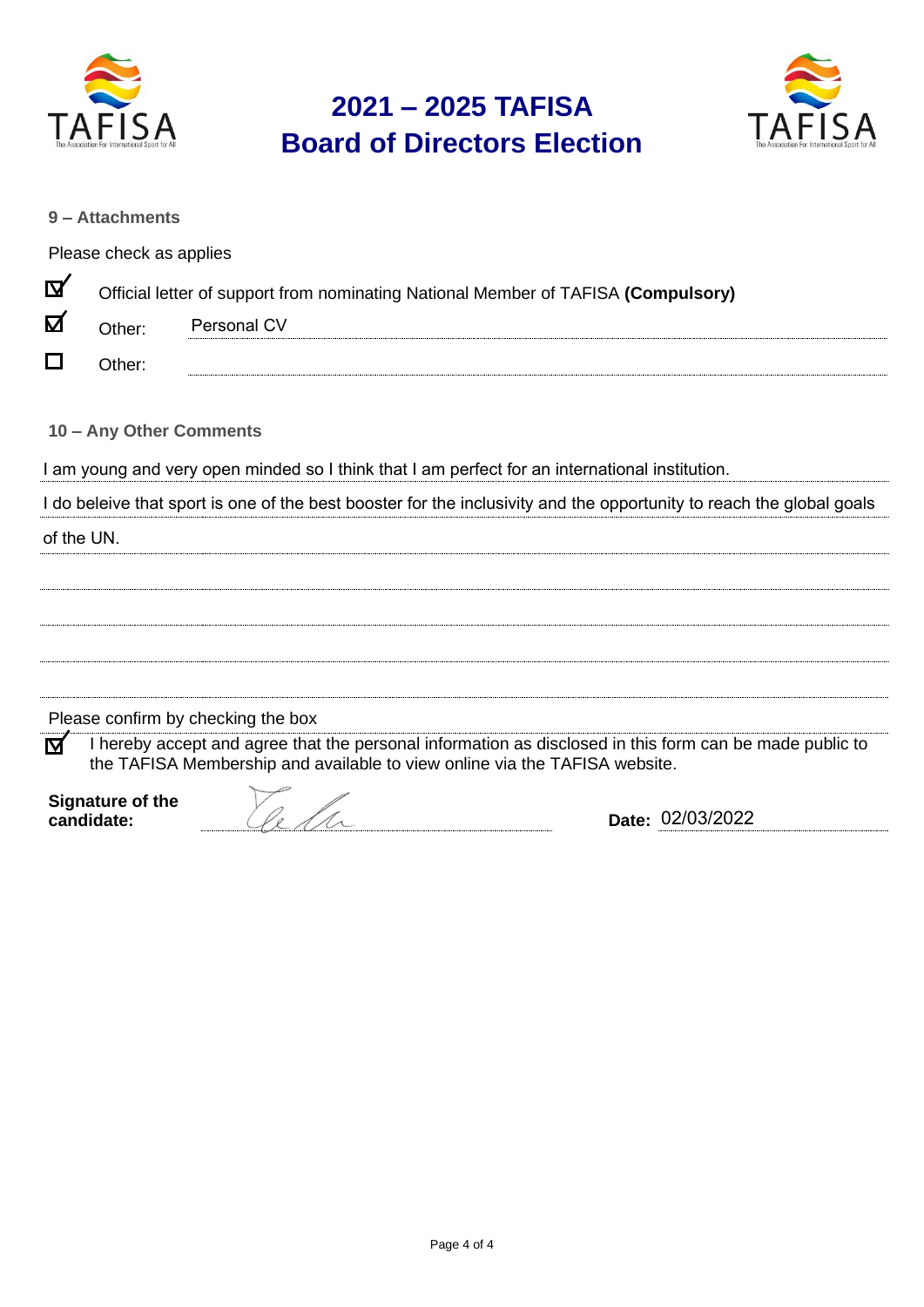# 2021 – 2025 TAFISA Board of Directors Election

### 9 – Attachments

Please check as applies

- [x] Official letter of support from nominating National Member of TAFISA **(Compulsory)**
- [x] Other: Personal CV
- [ ] Other:

### 10 – Any Other Comments

I am young and very open minded so I think that I am perfect for an international institution.

I do beleive that sport is one of the best booster for the inclusivity and the opportunity to reach the global goals of the UN.

Please confirm by checking the box

- [x] I hereby accept and agree that the personal information as disclosed in this form can be made public to the TAFISA Membership and available to view online via the TAFISA website.

**Signature of the candidate:** [signature]

**Date:** 02/03/2022